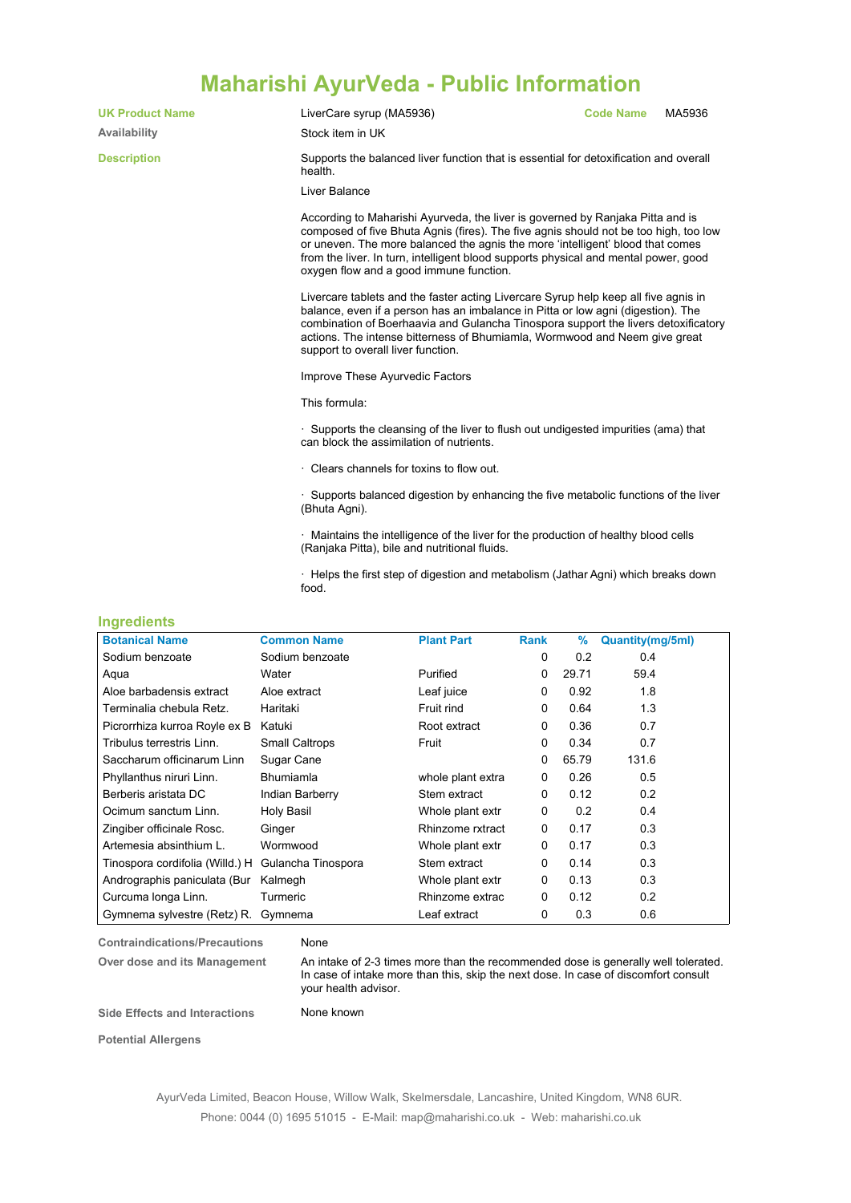# Maharishi AyurVeda - Public Information

**UK Product Name** LiverCare syrup (MA5936) **Code Name** MA5936

**Availability** Stock item in UK

**Description**

Supports the balanced liver function that is essential for detoxification and overall health.

Liver Balance

According to Maharishi Ayurveda, the liver is governed by Ranjaka Pitta and is composed of five Bhuta Agnis (fires). The five agnis should not be too high, too low or uneven. The more balanced the agnis the more 'intelligent' blood that comes from the liver. In turn, intelligent blood supports physical and mental power, good oxygen flow and a good immune function.

Livercare tablets and the faster acting Livercare Syrup help keep all five agnis in balance, even if a person has an imbalance in Pitta or low agni (digestion). The combination of Boerhaavia and Gulancha Tinospora support the livers detoxificatory actions. The intense bitterness of Bhumiamla, Wormwood and Neem give great support to overall liver function.

Improve These Ayurvedic Factors

This formula:

· Supports the cleansing of the liver to flush out undigested impurities (ama) that can block the assimilation of nutrients.

· Clears channels for toxins to flow out.

· Supports balanced digestion by enhancing the five metabolic functions of the liver (Bhuta Agni).

· Maintains the intelligence of the liver for the production of healthy blood cells (Ranjaka Pitta), bile and nutritional fluids.

· Helps the first step of digestion and metabolism (Jathar Agni) which breaks down food.

## Ingredients

| Botanical Name | Common Name | Plant Part | Rank | % | Quantity(mg/5ml) |
|---|---|---|---|---|---|
| Sodium benzoate | Sodium benzoate | | 0 | 0.2 | 0.4 |
| Aqua | Water | Purified | 0 | 29.71 | 59.4 |
| Aloe barbadensis extract | Aloe extract | Leaf juice | 0 | 0.92 | 1.8 |
| Terminalia chebula Retz. | Haritaki | Fruit rind | 0 | 0.64 | 1.3 |
| Picrorrhiza kurroa Royle ex B | Katuki | Root extract | 0 | 0.36 | 0.7 |
| Tribulus terrestris Linn. | Small Caltrops | Fruit | 0 | 0.34 | 0.7 |
| Saccharum officinarum Linn | Sugar Cane | | 0 | 65.79 | 131.6 |
| Phyllanthus niruri Linn. | Bhumiamla | whole plant extra | 0 | 0.26 | 0.5 |
| Berberis aristata DC | Indian Barberry | Stem extract | 0 | 0.12 | 0.2 |
| Ocimum sanctum Linn. | Holy Basil | Whole plant extr | 0 | 0.2 | 0.4 |
| Zingiber officinale Rosc. | Ginger | Rhinzome rxtract | 0 | 0.17 | 0.3 |
| Artemesia absinthium L. | Wormwood | Whole plant extr | 0 | 0.17 | 0.3 |
| Tinospora cordifolia (Willd.) H | Gulancha Tinospora | Stem extract | 0 | 0.14 | 0.3 |
| Andrographis paniculata (Bur | Kalmegh | Whole plant extr | 0 | 0.13 | 0.3 |
| Curcuma longa Linn. | Turmeric | Rhinzome extrac | 0 | 0.12 | 0.2 |
| Gymnema sylvestre (Retz) R. | Gymnema | Leaf extract | 0 | 0.3 | 0.6 |

**Contraindications/Precautions** None

**Over dose and its Management** An intake of 2-3 times more than the recommended dose is generally well tolerated. In case of intake more than this, skip the next dose. In case of discomfort consult your health advisor.

**Side Effects and Interactions** None known

**Potential Allergens**

AyurVeda Limited, Beacon House, Willow Walk, Skelmersdale, Lancashire, United Kingdom, WN8 6UR.
Phone: 0044 (0) 1695 51015 - E-Mail: map@maharishi.co.uk - Web: maharishi.co.uk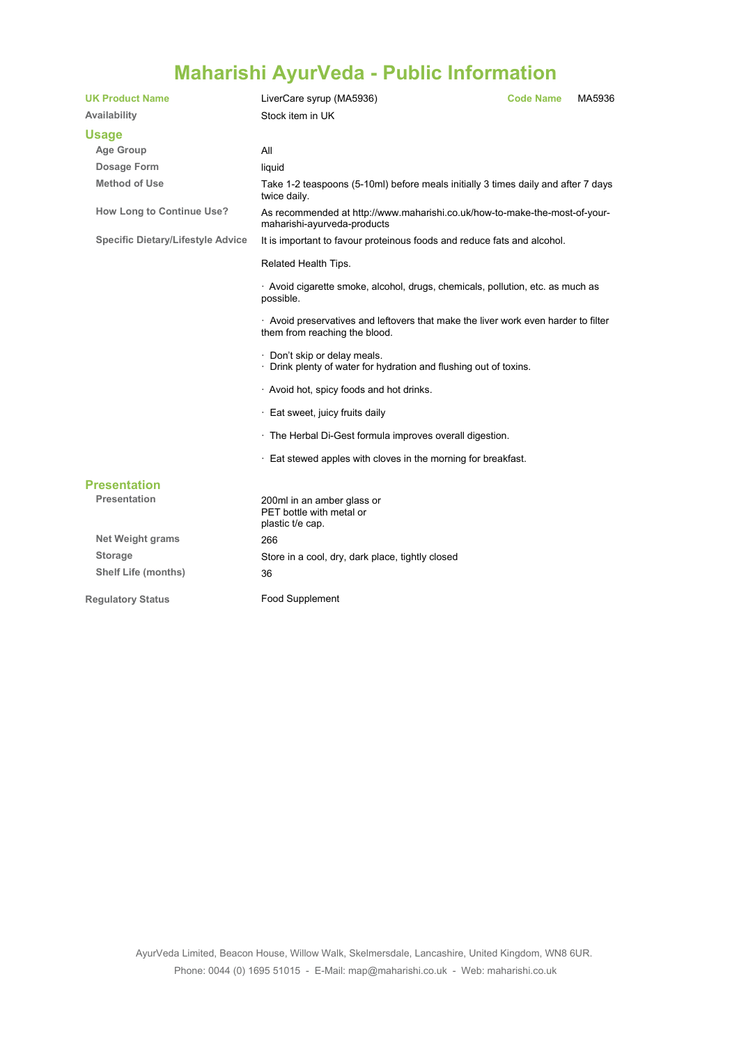# Maharishi AyurVeda - Public Information

| | |
|---|---|
| **UK Product Name** | LiverCare syrup (MA5936) |
| **Code Name** | MA5936 |
| **Availability** | Stock item in UK |

## Usage

| | |
|---|---|
| **Age Group** | All |
| **Dosage Form** | liquid |
| **Method of Use** | Take 1-2 teaspoons (5-10ml) before meals initially 3 times daily and after 7 days twice daily. |
| **How Long to Continue Use?** | As recommended at http://www.maharishi.co.uk/how-to-make-the-most-of-your-maharishi-ayurveda-products |
| **Specific Dietary/Lifestyle Advice** | It is important to favour proteinous foods and reduce fats and alcohol. |

Related Health Tips.

- Avoid cigarette smoke, alcohol, drugs, chemicals, pollution, etc. as much as possible.
- Avoid preservatives and leftovers that make the liver work even harder to filter them from reaching the blood.
- Don't skip or delay meals.
- Drink plenty of water for hydration and flushing out of toxins.
- Avoid hot, spicy foods and hot drinks.
- Eat sweet, juicy fruits daily
- The Herbal Di-Gest formula improves overall digestion.
- Eat stewed apples with cloves in the morning for breakfast.

## Presentation

| | |
|---|---|
| **Presentation** | 200ml in an amber glass or PET bottle with metal or plastic t/e cap. |
| **Net Weight grams** | 266 |
| **Storage** | Store in a cool, dry, dark place, tightly closed |
| **Shelf Life (months)** | 36 |
| **Regulatory Status** | Food Supplement |

AyurVeda Limited, Beacon House, Willow Walk, Skelmersdale, Lancashire, United Kingdom, WN8 6UR.
Phone: 0044 (0) 1695 51015 - E-Mail: map@maharishi.co.uk - Web: maharishi.co.uk